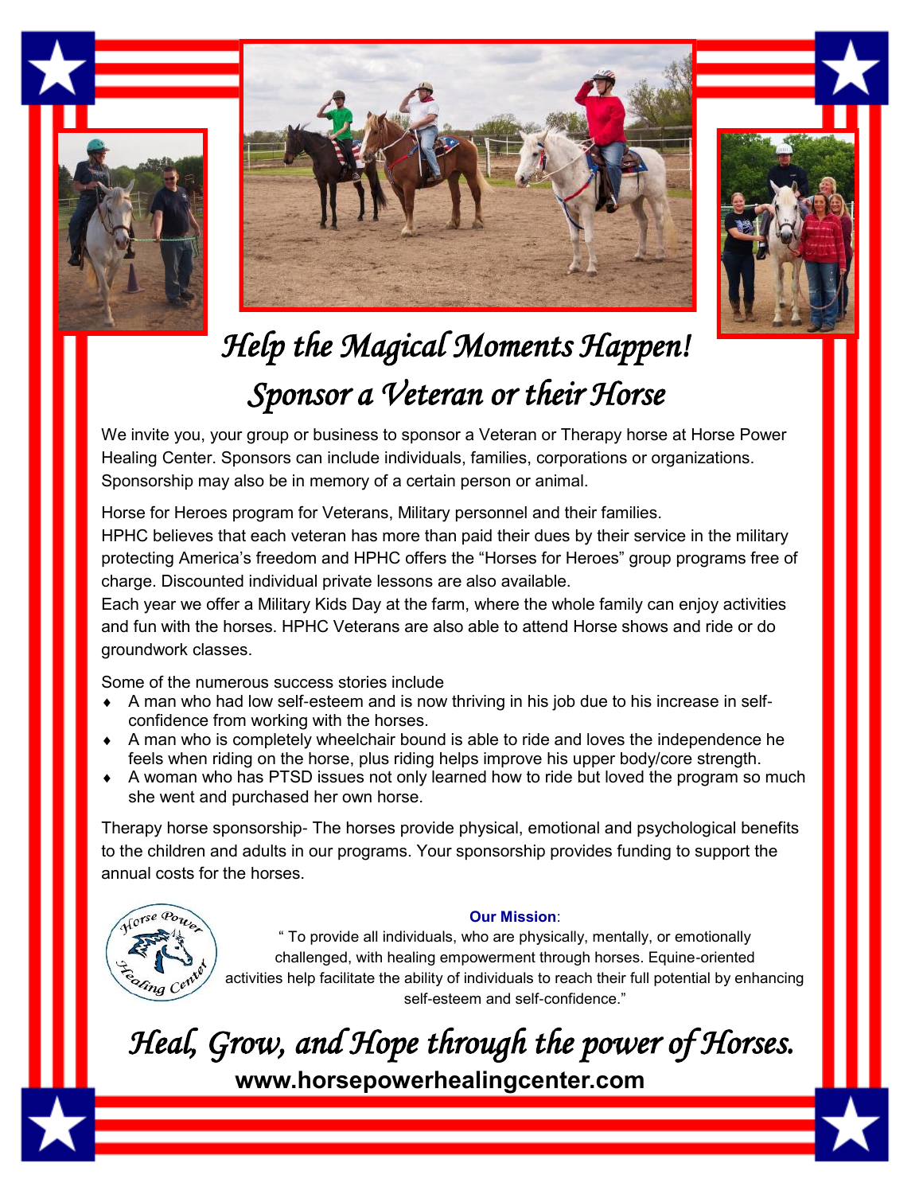# *Help the Magical Moments Happen!*
# *Sponsor a Veteran or their Horse*

We invite you, your group or business to sponsor a Veteran or Therapy horse at Horse Power Healing Center. Sponsors can include individuals, families, corporations or organizations. Sponsorship may also be in memory of a certain person or animal.

Horse for Heroes program for Veterans, Military personnel and their families.
HPHC believes that each veteran has more than paid their dues by their service in the military protecting America's freedom and HPHC offers the "Horses for Heroes" group programs free of charge. Discounted individual private lessons are also available.
Each year we offer a Military Kids Day at the farm, where the whole family can enjoy activities and fun with the horses. HPHC Veterans are also able to attend Horse shows and ride or do groundwork classes.

Some of the numerous success stories include

- A man who had low self-esteem and is now thriving in his job due to his increase in self-confidence from working with the horses.
- A man who is completely wheelchair bound is able to ride and loves the independence he feels when riding on the horse, plus riding helps improve his upper body/core strength.
- A woman who has PTSD issues not only learned how to ride but loved the program so much she went and purchased her own horse.

Therapy horse sponsorship- The horses provide physical, emotional and psychological benefits to the children and adults in our programs. Your sponsorship provides funding to support the annual costs for the horses.

Horse Power Healing Center

**Our Mission**:

" To provide all individuals, who are physically, mentally, or emotionally challenged, with healing empowerment through horses. Equine-oriented activities help facilitate the ability of individuals to reach their full potential by enhancing self-esteem and self-confidence."

## *Heal, Grow, and Hope through the power of Horses.*

**www.horsepowerhealingcenter.com**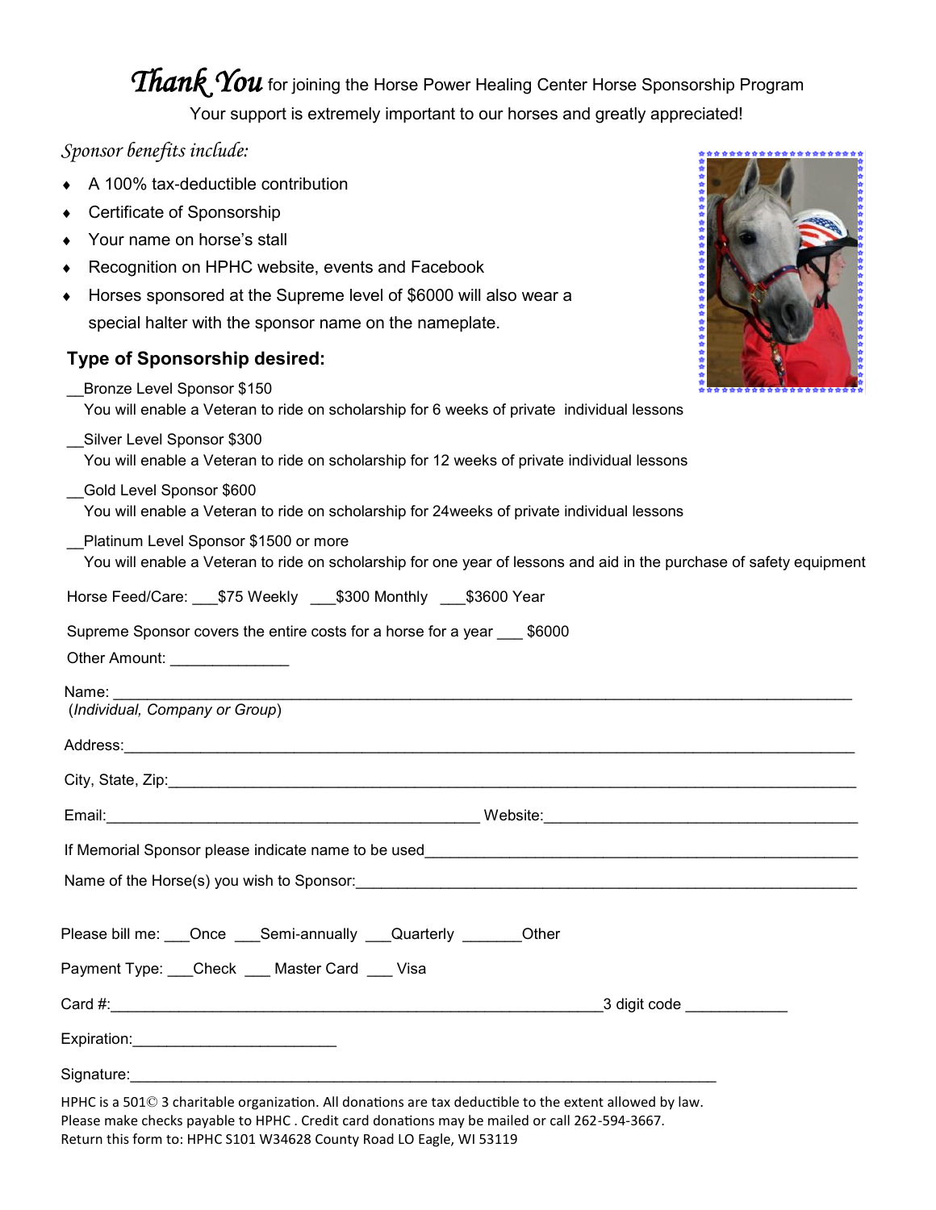*Thank You* for joining the Horse Power Healing Center Horse Sponsorship Program

Your support is extremely important to our horses and greatly appreciated!

*Sponsor benefits include:*

- A 100% tax-deductible contribution
- Certificate of Sponsorship
- Your name on horse's stall
- Recognition on HPHC website, events and Facebook
- Horses sponsored at the Supreme level of $6000 will also wear a special halter with the sponsor name on the nameplate.

**Type of Sponsorship desired:**

__Bronze Level Sponsor $150
You will enable a Veteran to ride on scholarship for 6 weeks of private individual lessons

__Silver Level Sponsor $300
You will enable a Veteran to ride on scholarship for 12 weeks of private individual lessons

__Gold Level Sponsor $600
You will enable a Veteran to ride on scholarship for 24weeks of private individual lessons

__Platinum Level Sponsor $1500 or more
You will enable a Veteran to ride on scholarship for one year of lessons and aid in the purchase of safety equipment

Horse Feed/Care: ___$75 Weekly ___$300 Monthly ___$3600 Year

Supreme Sponsor covers the entire costs for a horse for a year ___ $6000

Other Amount: ______________

Name: ______________________________________________________________________________
(*Individual, Company or Group*)

Address:____________________________________________________________________________

City, State, Zip:_____________________________________________________________________

Email:________________________________________ Website:___________________________________

If Memorial Sponsor please indicate name to be used______________________________________________

Name of the Horse(s) you wish to Sponsor:_______________________________________________________

Please bill me: ___Once ___Semi-annually ___Quarterly _______Other

Payment Type: ___Check ___ Master Card ___ Visa

Card #:________________________________________________________3 digit code ____________

Expiration:________________________

Signature:__________________________________________________________________________

HPHC is a 501© 3 charitable organization. All donations are tax deductible to the extent allowed by law.
Please make checks payable to HPHC . Credit card donations may be mailed or call 262-594-3667.
Return this form to: HPHC S101 W34628 County Road LO Eagle, WI 53119